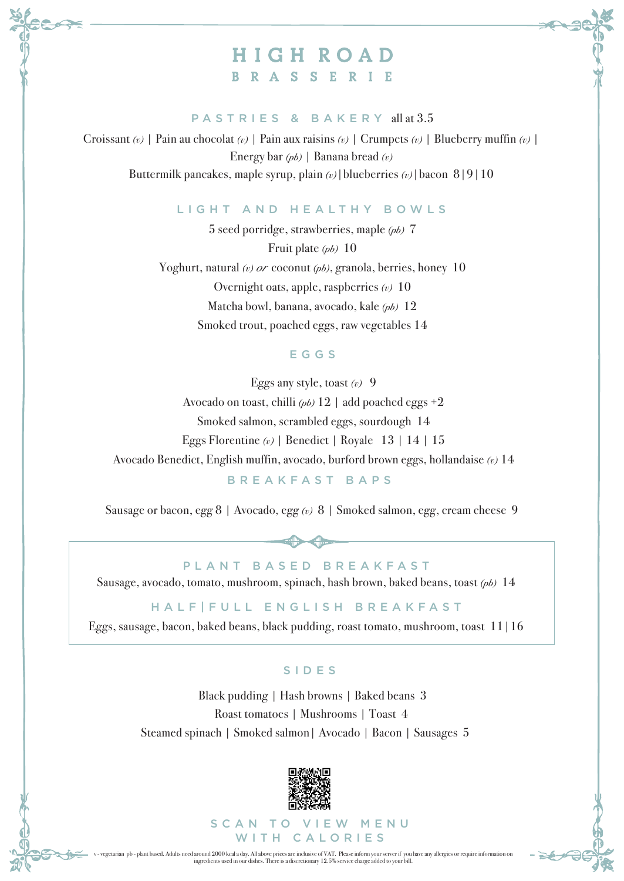# HIGH ROAD
## BRASSERIE

### PASTRIES & BAKERY all at 3.5

Croissant *(v)* | Pain au chocolat *(v)* | Pain aux raisins *(v)* | Crumpets *(v)* | Blueberry muffin *(v)* | Energy bar *(pb)* | Banana bread *(v)*

Buttermilk pancakes, maple syrup, plain *(v)* | blueberries *(v)* | bacon 8 | 9 | 10

### LIGHT AND HEALTHY BOWLS

5 seed porridge, strawberries, maple *(pb)* 7

Fruit plate *(pb)* 10

Yoghurt, natural *(v)* *or* coconut *(pb)*, granola, berries, honey 10

Overnight oats, apple, raspberries *(v)* 10

Matcha bowl, banana, avocado, kale *(pb)* 12

Smoked trout, poached eggs, raw vegetables 14

### EGGS

Eggs any style, toast *(v)* 9

Avocado on toast, chilli *(pb)* 12 | add poached eggs +2

Smoked salmon, scrambled eggs, sourdough 14

Eggs Florentine *(v)* | Benedict | Royale 13 | 14 | 15

Avocado Benedict, English muffin, avocado, burford brown eggs, hollandaise *(v)* 14

### BREAKFAST BAPS

Sausage or bacon, egg 8 | Avocado, egg *(v)* 8 | Smoked salmon, egg, cream cheese 9

### PLANT BASED BREAKFAST

Sausage, avocado, tomato, mushroom, spinach, hash brown, baked beans, toast *(pb)* 14

### HALF|FULL ENGLISH BREAKFAST

Eggs, sausage, bacon, baked beans, black pudding, roast tomato, mushroom, toast 11 | 16

### SIDES

Black pudding | Hash browns | Baked beans 3

Roast tomatoes | Mushrooms | Toast 4

Steamed spinach | Smoked salmon | Avocado | Bacon | Sausages 5

SCAN TO VIEW MENU WITH CALORIES

v - vegetarian pb - plant based. Adults need around 2000 kcal a day. All above prices are inclusive of VAT. Please inform your server if you have any allergies or require information on ingredients used in our dishes. There is a discretionary 12.5% service charge added to your bill.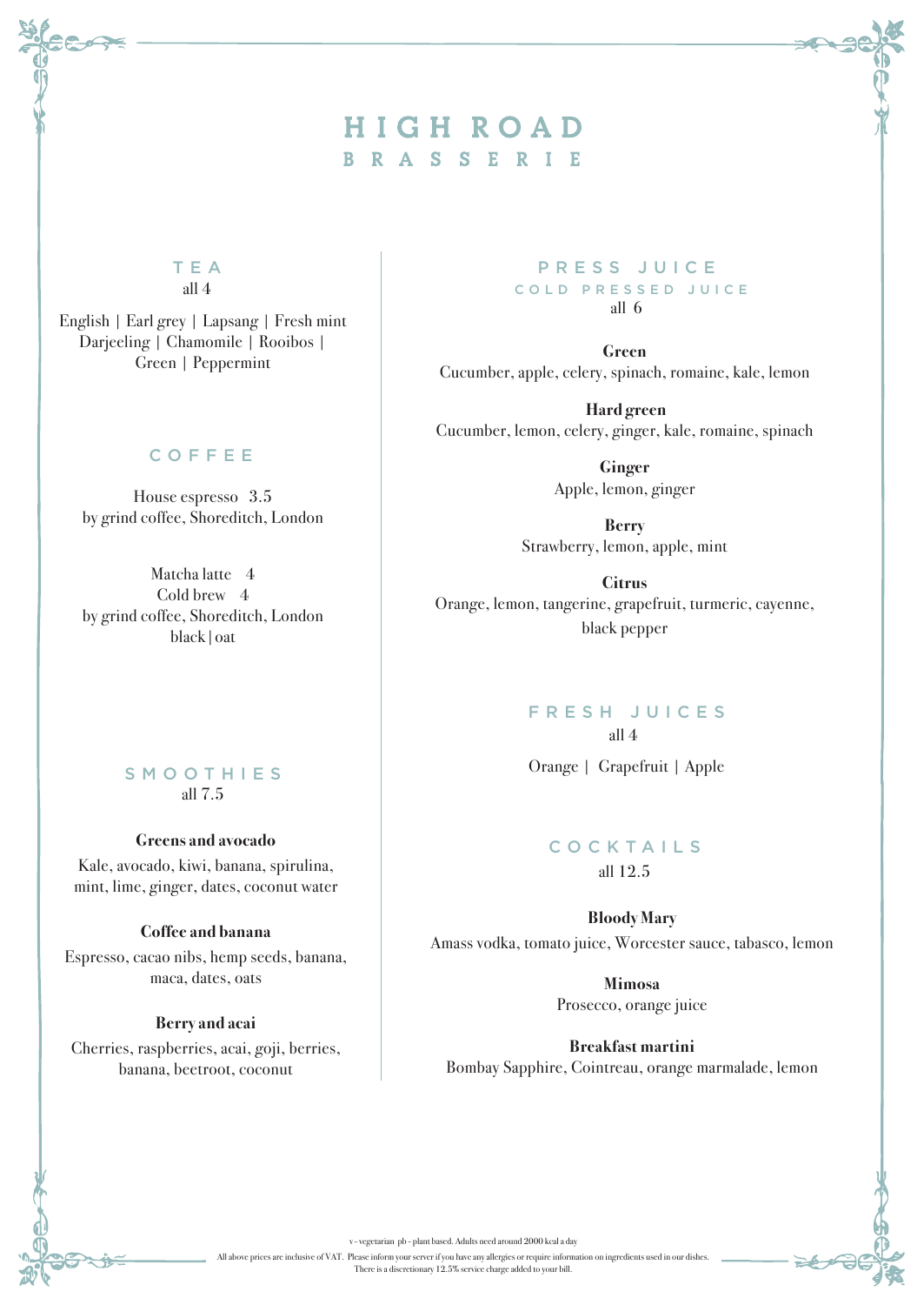# HIGH ROAD
## BRASSERIE

## TEA
all 4

English | Earl grey | Lapsang | Fresh mint
Darjeeling | Chamomile | Rooibos |
Green | Peppermint

## COFFEE

House espresso 3.5
by grind coffee, Shoreditch, London

Matcha latte 4
Cold brew 4
by grind coffee, Shoreditch, London
black | oat

## SMOOTHIES
all 7.5

**Greens and avocado**
Kale, avocado, kiwi, banana, spirulina, mint, lime, ginger, dates, coconut water

**Coffee and banana**
Espresso, cacao nibs, hemp seeds, banana, maca, dates, oats

**Berry and acai**
Cherries, raspberries, acai, goji, berries, banana, beetroot, coconut

## PRESS JUICE
### COLD PRESSED JUICE
all 6

**Green**
Cucumber, apple, celery, spinach, romaine, kale, lemon

**Hard green**
Cucumber, lemon, celery, ginger, kale, romaine, spinach

**Ginger**
Apple, lemon, ginger

**Berry**
Strawberry, lemon, apple, mint

**Citrus**
Orange, lemon, tangerine, grapefruit, turmeric, cayenne, black pepper

## FRESH JUICES
all 4

Orange | Grapefruit | Apple

## COCKTAILS
all 12.5

**Bloody Mary**
Amass vodka, tomato juice, Worcester sauce, tabasco, lemon

**Mimosa**
Prosecco, orange juice

**Breakfast martini**
Bombay Sapphire, Cointreau, orange marmalade, lemon

v - vegetarian pb - plant based. Adults need around 2000 kcal a day
All above prices are inclusive of VAT. Please inform your server if you have any allergies or require information on ingredients used in our dishes.
There is a discretionary 12.5% service charge added to your bill.